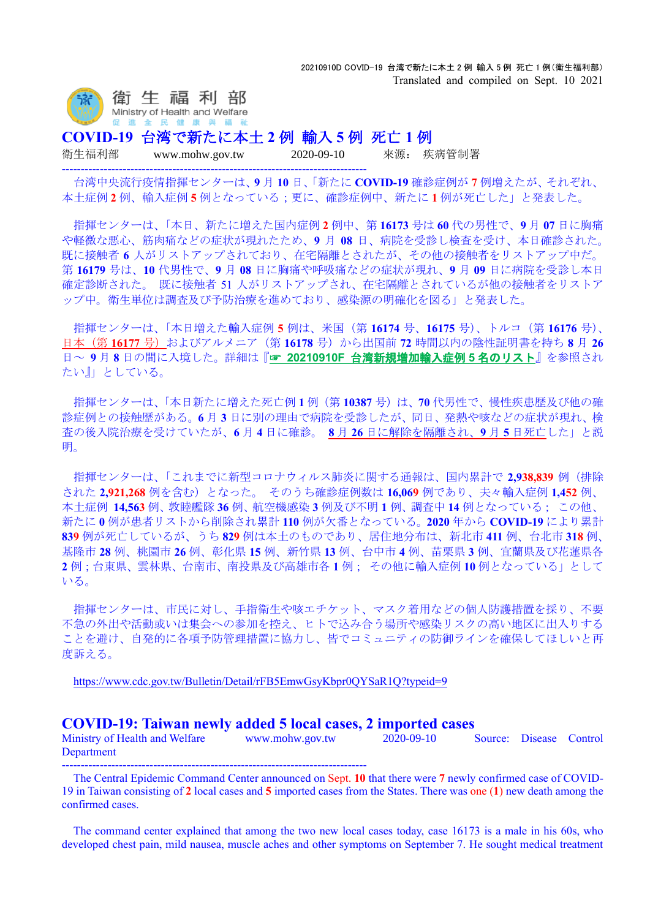20210910D COVID-19 台湾で新たに本土 2 例 輸入 5 例 死亡 1 例(衛生福利部)
Translated and compiled on Sept. 10 2021

衛 生 福 利 部
Ministry of Health and Welfare
促 進 全 民 健 康 與 福 祉

# COVID-19 台湾で新たに本土 2 例 輸入 5 例 死亡 1 例

衛生福利部 www.mohw.gov.tw 2020-09-10 來源： 疾病管制署

---

台湾中央流行疫情指揮センターは、**9** 月 **10** 日、「新たに **COVID-19** 確診症例が **7** 例増えたが、それぞれ、本土症例 **2** 例、輸入症例 **5** 例となっている；更に、確診症例中、新たに **1** 例が死亡した」と発表した。

指揮センターは、「本日、新たに増えた国内症例 **2** 例中、第 **16173** 号は **60** 代の男性で、**9** 月 **07** 日に胸痛や軽微な悪心、筋肉痛などの症状が現れたため、**9** 月 **08** 日、病院を受診し検査を受け、本日確診された。既に接触者 **6** 人がリストアップされており、在宅隔離とされたが、その他の接触者をリストアップ中だ。第 **16179** 号は、**10** 代男性で、**9** 月 **08** 日に胸痛や呼吸痛などの症状が現れ、**9** 月 **09** 日に病院を受診し本日確定診断された。 既に接触者 51 人がリストアップされ、在宅隔離とされているが他の接触者をリストアップ中。衛生単位は調査及び予防治療を進めており、感染源の明確化を図る」と発表した。

指揮センターは、「本日増えた輸入症例 **5** 例は、米国（第 **16174** 号、**16175** 号）、トルコ（第 **16176** 号）、日本（第 **16177** 号）およびアルメニア（第 **16178** 号）から出国前 **72** 時間以内の陰性証明書を持ち **8** 月 **26** 日～ **9** 月 **8** 日の間に入境した。詳細は『☞ **20210910F 台湾新規増加輸入症例 5 名のリスト**』を参照されたい』」としている。

指揮センターは、「本日新たに増えた死亡例 **1** 例（第 **10387** 号）は、**70** 代男性で、慢性疾患歴及び他の確診症例との接触歴がある。**6** 月 **3** 日に別の理由で病院を受診したが、同日、発熱や咳などの症状が現れ、検査の後入院治療を受けていたが、**6** 月 **4** 日に確診。 **8** 月 **26** 日に解除を隔離され、**9** 月 **5** 日死亡した」と説明。

指揮センターは、「これまでに新型コロナウィルス肺炎に関する通報は、国内累計で **2,938,839** 例（排除された **2,921,268** 例を含む）となった。 そのうち確診症例数は **16,069** 例であり、夫々輸入症例 **1,452** 例、本土症例 **14,563** 例、敦睦艦隊 **36** 例、航空機感染 **3** 例及び不明 **1** 例、調査中 **14** 例となっている； この他、新たに **0** 例が患者リストから削除され累計 **110** 例が欠番となっている。**2020** 年から **COVID-19** により累計 **839** 例が死亡しているが、うち **829** 例は本土のものであり、居住地分布は、新北市 **411** 例、台北市 **318** 例、基隆市 **28** 例、桃園市 **26** 例、彰化県 **15** 例、新竹県 **13** 例、台中市 **4** 例、苗栗県 **3** 例、宜蘭県及び花蓮県各 **2** 例；台東県、雲林県、台南市、南投県及び高雄市各 **1** 例； その他に輸入症例 **10** 例となっている」としている。

指揮センターは、市民に対し、手指衛生や咳エチケット、マスク着用などの個人防護措置を採り、不要不急の外出や活動或いは集会への参加を控え、ヒトで込み合う場所や感染リスクの高い地区に出入りすることを避け、自発的に各項予防管理措置に協力し、皆でコミュニティの防御ラインを確保してほしいと再度訴える。

https://www.cdc.gov.tw/Bulletin/Detail/rFB5EmwGsyKbpr0QYSaR1Q?typeid=9

# COVID-19: Taiwan newly added 5 local cases, 2 imported cases

Ministry of Health and Welfare www.mohw.gov.tw 2020-09-10 Source: Disease Control Department

---

The Central Epidemic Command Center announced on Sept. 10 that there were 7 newly confirmed case of COVID-19 in Taiwan consisting of 2 local cases and 5 imported cases from the States. There was one (1) new death among the confirmed cases.

The command center explained that among the two new local cases today, case 16173 is a male in his 60s, who developed chest pain, mild nausea, muscle aches and other symptoms on September 7. He sought medical treatment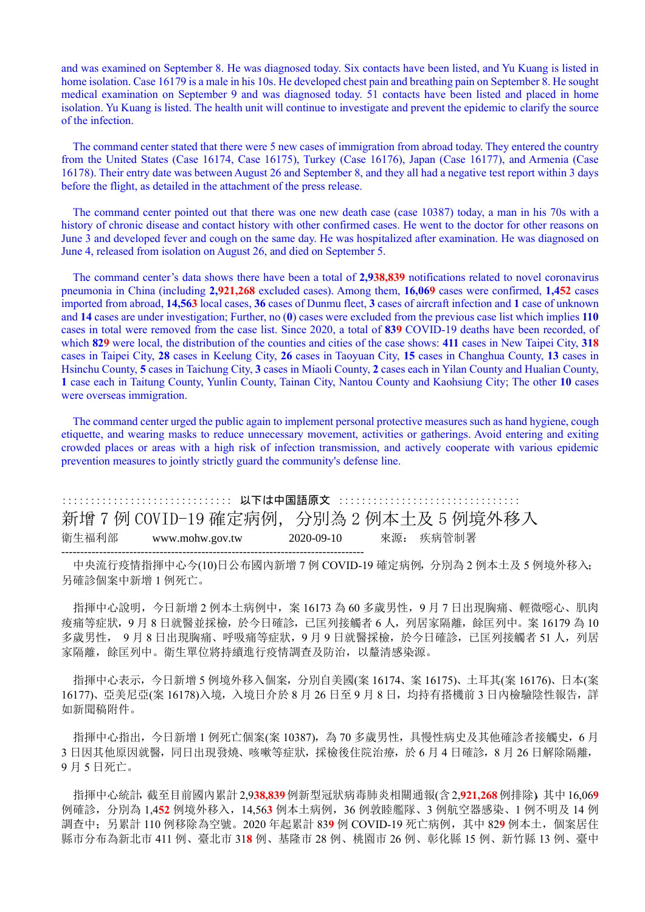and was examined on September 8. He was diagnosed today. Six contacts have been listed, and Yu Kuang is listed in home isolation. Case 16179 is a male in his 10s. He developed chest pain and breathing pain on September 8. He sought medical examination on September 9 and was diagnosed today. 51 contacts have been listed and placed in home isolation. Yu Kuang is listed. The health unit will continue to investigate and prevent the epidemic to clarify the source of the infection.

The command center stated that there were 5 new cases of immigration from abroad today. They entered the country from the United States (Case 16174, Case 16175), Turkey (Case 16176), Japan (Case 16177), and Armenia (Case 16178). Their entry date was between August 26 and September 8, and they all had a negative test report within 3 days before the flight, as detailed in the attachment of the press release.

The command center pointed out that there was one new death case (case 10387) today, a man in his 70s with a history of chronic disease and contact history with other confirmed cases. He went to the doctor for other reasons on June 3 and developed fever and cough on the same day. He was hospitalized after examination. He was diagnosed on June 4, released from isolation on August 26, and died on September 5.

The command center's data shows there have been a total of **2,938,839** notifications related to novel coronavirus pneumonia in China (including **2,921,268** excluded cases). Among them, **16,069** cases were confirmed, **1,452** cases imported from abroad, **14,563** local cases, **36** cases of Dunmu fleet, **3** cases of aircraft infection and **1** case of unknown and **14** cases are under investigation; Further, no (**0**) cases were excluded from the previous case list which implies **110** cases in total were removed from the case list. Since 2020, a total of **839** COVID-19 deaths have been recorded, of which **829** were local, the distribution of the counties and cities of the case shows: **411** cases in New Taipei City, **318** cases in Taipei City, **28** cases in Keelung City, **26** cases in Taoyuan City, **15** cases in Changhua County, **13** cases in Hsinchu County, **5** cases in Taichung City, **3** cases in Miaoli County, **2** cases each in Yilan County and Hualian County, **1** case each in Taitung County, Yunlin County, Tainan City, Nantou County and Kaohsiung City; The other **10** cases were overseas immigration.

The command center urged the public again to implement personal protective measures such as hand hygiene, cough etiquette, and wearing masks to reduce unnecessary movement, activities or gatherings. Avoid entering and exiting crowded places or areas with a high risk of infection transmission, and actively cooperate with various epidemic prevention measures to jointly strictly guard the community's defense line.

:::::::::::::::::::::::::::::::: 以下は中国語原文 ::::::::::::::::::::::::::::::::::

# 新增 7 例 COVID-19 確定病例，分別為 2 例本土及 5 例境外移入

衛生福利部　　www.mohw.gov.tw　　2020-09-10　　來源：疾病管制署

---

中央流行疫情指揮中心今(10)日公布國內新增 7 例 COVID-19 確定病例，分別為 2 例本土及 5 例境外移入；另確診個案中新增 1 例死亡。

指揮中心說明，今日新增 2 例本土病例中，案 16173 為 60 多歲男性，9 月 7 日出現胸痛、輕微噁心、肌肉痠痛等症狀，9 月 8 日就醫並採檢，於今日確診，已匡列接觸者 6 人，列居家隔離，餘匡列中。案 16179 為 10 多歲男性， 9 月 8 日出現胸痛、呼吸痛等症狀，9 月 9 日就醫採檢，於今日確診，已匡列接觸者 51 人，列居家隔離，餘匡列中。衛生單位將持續進行疫情調查及防治，以釐清感染源。

指揮中心表示，今日新增 5 例境外移入個案，分別自美國(案 16174、案 16175)、土耳其(案 16176)、日本(案 16177)、亞美尼亞(案 16178)入境，入境日介於 8 月 26 日至 9 月 8 日，均持有搭機前 3 日內檢驗陰性報告，詳如新聞稿附件。

指揮中心指出，今日新增 1 例死亡個案(案 10387)，為 70 多歲男性，具慢性病史及其他確診者接觸史，6 月 3 日因其他原因就醫，同日出現發燒、咳嗽等症狀，採檢後住院治療，於 6 月 4 日確診，8 月 26 日解除隔離，9 月 5 日死亡。

指揮中心統計，截至目前國內累計 2,938,839 例新型冠狀病毒肺炎相關通報(含 2,921,268 例排除)，其中 16,069 例確診，分別為 1,452 例境外移入，14,563 例本土病例，36 例敦睦艦隊、3 例航空器感染、1 例不明及 14 例調查中；另累計 110 例移除為空號。2020 年起累計 839 例 COVID-19 死亡病例，其中 829 例本土，個案居住縣市分布為新北市 411 例、臺北市 318 例、基隆市 28 例、桃園市 26 例、彰化縣 15 例、新竹縣 13 例、臺中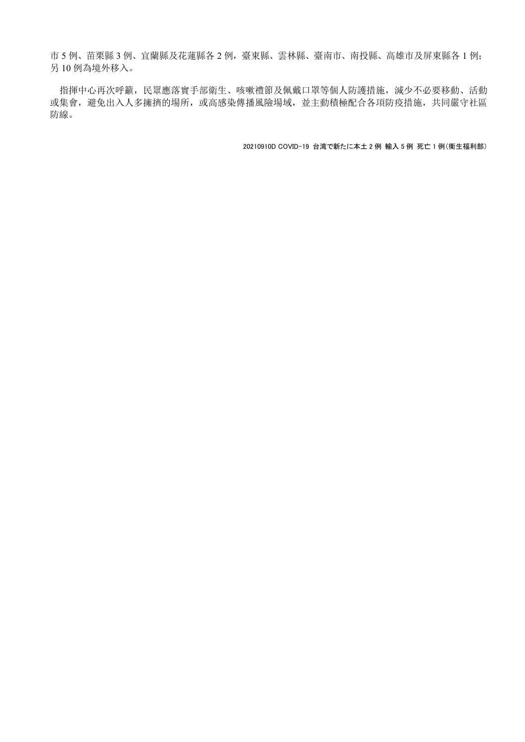市 5 例、苗栗縣 3 例、宜蘭縣及花蓮縣各 2 例，臺東縣、雲林縣、臺南市、南投縣、高雄市及屏東縣各 1 例；另 10 例為境外移入。

指揮中心再次呼籲，民眾應落實手部衛生、咳嗽禮節及佩戴口罩等個人防護措施，減少不必要移動、活動或集會，避免出入人多擁擠的場所，或高感染傳播風險場域，並主動積極配合各項防疫措施，共同嚴守社區防線。